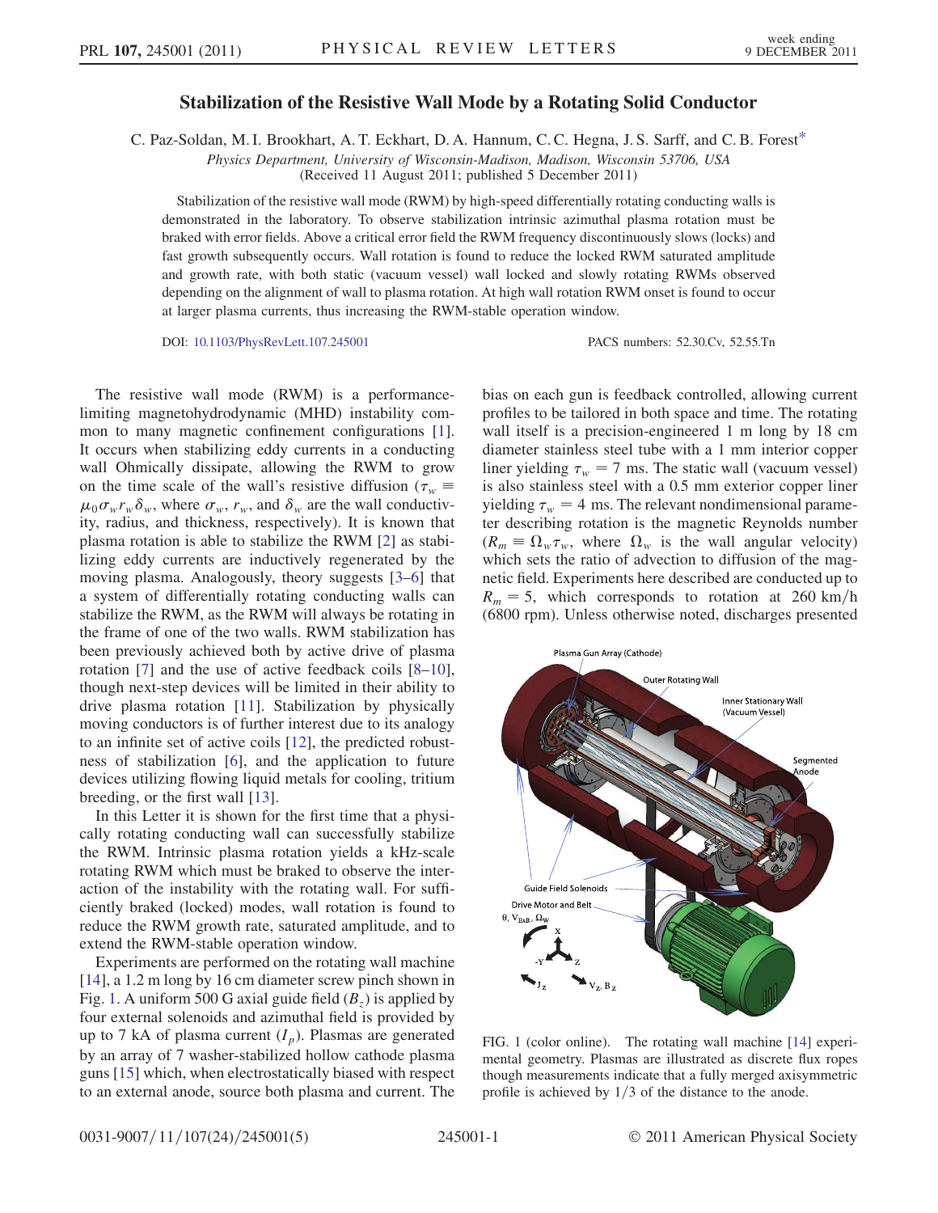# Stabilization of the Resistive Wall Mode by a Rotating Solid Conductor

C. Paz-Soldan, M. I. Brookhart, A. T. Eckhart, D. A. Hannum, C. C. Hegna, J. S. Sarff, and C. B. Forest*

*Physics Department, University of Wisconsin-Madison, Madison, Wisconsin 53706, USA*

(Received 11 August 2011; published 5 December 2011)

Stabilization of the resistive wall mode (RWM) by high-speed differentially rotating conducting walls is demonstrated in the laboratory. To observe stabilization intrinsic azimuthal plasma rotation must be braked with error fields. Above a critical error field the RWM frequency discontinuously slows (locks) and fast growth subsequently occurs. Wall rotation is found to reduce the locked RWM saturated amplitude and growth rate, with both static (vacuum vessel) wall locked and slowly rotating RWMs observed depending on the alignment of wall to plasma rotation. At high wall rotation RWM onset is found to occur at larger plasma currents, thus increasing the RWM-stable operation window.

DOI: 10.1103/PhysRevLett.107.245001

PACS numbers: 52.30.Cv, 52.55.Tn

The resistive wall mode (RWM) is a performance-limiting magnetohydrodynamic (MHD) instability common to many magnetic confinement configurations [1]. It occurs when stabilizing eddy currents in a conducting wall Ohmically dissipate, allowing the RWM to grow on the time scale of the wall's resistive diffusion ($\tau_w \equiv \mu_0 \sigma_w r_w \delta_w$, where $\sigma_w$, $r_w$, and $\delta_w$ are the wall conductivity, radius, and thickness, respectively). It is known that plasma rotation is able to stabilize the RWM [2] as stabilizing eddy currents are inductively regenerated by the moving plasma. Analogously, theory suggests [3–6] that a system of differentially rotating conducting walls can stabilize the RWM, as the RWM will always be rotating in the frame of one of the two walls. RWM stabilization has been previously achieved both by active drive of plasma rotation [7] and the use of active feedback coils [8–10], though next-step devices will be limited in their ability to drive plasma rotation [11]. Stabilization by physically moving conductors is of further interest due to its analogy to an infinite set of active coils [12], the predicted robustness of stabilization [6], and the application to future devices utilizing flowing liquid metals for cooling, tritium breeding, or the first wall [13].

In this Letter it is shown for the first time that a physically rotating conducting wall can successfully stabilize the RWM. Intrinsic plasma rotation yields a kHz-scale rotating RWM which must be braked to observe the interaction of the instability with the rotating wall. For sufficiently braked (locked) modes, wall rotation is found to reduce the RWM growth rate, saturated amplitude, and to extend the RWM-stable operation window.

Experiments are performed on the rotating wall machine [14], a 1.2 m long by 16 cm diameter screw pinch shown in Fig. 1. A uniform 500 G axial guide field ($B_z$) is applied by four external solenoids and azimuthal field is provided by up to 7 kA of plasma current ($I_p$). Plasmas are generated by an array of 7 washer-stabilized hollow cathode plasma guns [15] which, when electrostatically biased with respect to an external anode, source both plasma and current. The bias on each gun is feedback controlled, allowing current profiles to be tailored in both space and time. The rotating wall itself is a precision-engineered 1 m long by 18 cm diameter stainless steel tube with a 1 mm interior copper liner yielding $\tau_w = 7$ ms. The static wall (vacuum vessel) is also stainless steel with a 0.5 mm exterior copper liner yielding $\tau_w = 4$ ms. The relevant nondimensional parameter describing rotation is the magnetic Reynolds number ($R_m \equiv \Omega_w \tau_w$, where $\Omega_w$ is the wall angular velocity) which sets the ratio of advection to diffusion of the magnetic field. Experiments here described are conducted up to $R_m = 5$, which corresponds to rotation at 260 km/h (6800 rpm). Unless otherwise noted, discharges presented

FIG. 1 (color online). The rotating wall machine [14] experimental geometry. Plasmas are illustrated as discrete flux ropes though measurements indicate that a fully merged axisymmetric profile is achieved by 1/3 of the distance to the anode.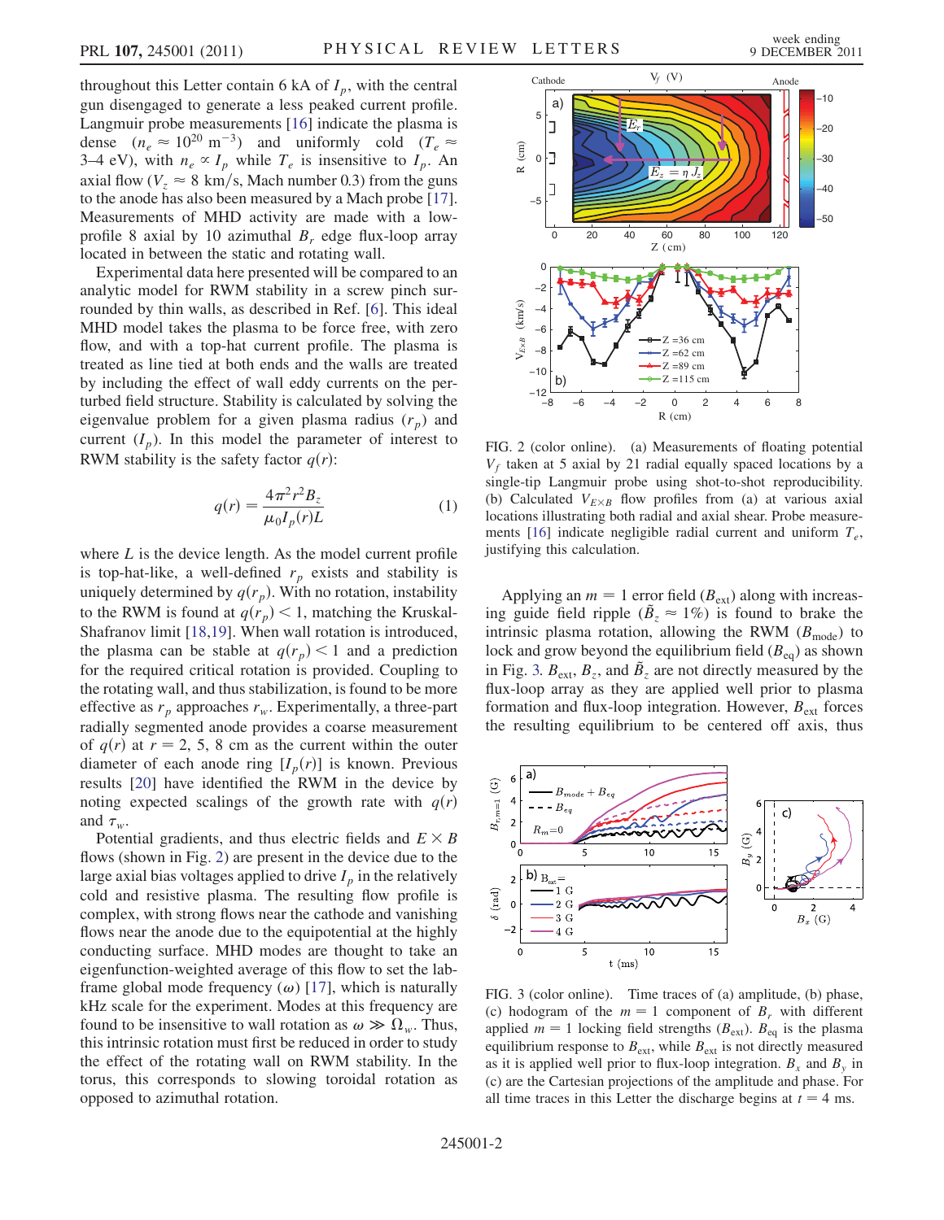throughout this Letter contain 6 kA of $I_p$, with the central gun disengaged to generate a less peaked current profile. Langmuir probe measurements [16] indicate the plasma is dense ($n_e \approx 10^{20}$ m$^{-3}$) and uniformly cold ($T_e \approx$ 3–4 eV), with $n_e \propto I_p$ while $T_e$ is insensitive to $I_p$. An axial flow ($V_z \approx 8$ km/s, Mach number 0.3) from the guns to the anode has also been measured by a Mach probe [17]. Measurements of MHD activity are made with a low-profile 8 axial by 10 azimuthal $B_r$ edge flux-loop array located in between the static and rotating wall.

Experimental data here presented will be compared to an analytic model for RWM stability in a screw pinch surrounded by thin walls, as described in Ref. [6]. This ideal MHD model takes the plasma to be force free, with zero flow, and with a top-hat current profile. The plasma is treated as line tied at both ends and the walls are treated by including the effect of wall eddy currents on the perturbed field structure. Stability is calculated by solving the eigenvalue problem for a given plasma radius ($r_p$) and current ($I_p$). In this model the parameter of interest to RWM stability is the safety factor $q(r)$:

$$q(r) = \frac{4\pi^2 r^2 B_z}{\mu_0 I_p(r) L} \tag{1}$$

where $L$ is the device length. As the model current profile is top-hat-like, a well-defined $r_p$ exists and stability is uniquely determined by $q(r_p)$. With no rotation, instability to the RWM is found at $q(r_p) < 1$, matching the Kruskal-Shafranov limit [18,19]. When wall rotation is introduced, the plasma can be stable at $q(r_p) < 1$ and a prediction for the required critical rotation is provided. Coupling to the rotating wall, and thus stabilization, is found to be more effective as $r_p$ approaches $r_w$. Experimentally, a three-part radially segmented anode provides a coarse measurement of $q(r)$ at $r = 2$, 5, 8 cm as the current within the outer diameter of each anode ring [$I_p(r)$] is known. Previous results [20] have identified the RWM in the device by noting expected scalings of the growth rate with $q(r)$ and $\tau_w$.

Potential gradients, and thus electric fields and $E \times B$ flows (shown in Fig. 2) are present in the device due to the large axial bias voltages applied to drive $I_p$ in the relatively cold and resistive plasma. The resulting flow profile is complex, with strong flows near the cathode and vanishing flows near the anode due to the equipotential at the highly conducting surface. MHD modes are thought to take an eigenfunction-weighted average of this flow to set the lab-frame global mode frequency ($\omega$) [17], which is naturally kHz scale for the experiment. Modes at this frequency are found to be insensitive to wall rotation as $\omega \gg \Omega_w$. Thus, this intrinsic rotation must first be reduced in order to study the effect of the rotating wall on RWM stability. In the torus, this corresponds to slowing toroidal rotation as opposed to azimuthal rotation.

FIG. 2 (color online). (a) Measurements of floating potential $V_f$ taken at 5 axial by 21 radial equally spaced locations by a single-tip Langmuir probe using shot-to-shot reproducibility. (b) Calculated $V_{E\times B}$ flow profiles from (a) at various axial locations illustrating both radial and axial shear. Probe measurements [16] indicate negligible radial current and uniform $T_e$, justifying this calculation.

Applying an $m = 1$ error field ($B_{\rm ext}$) along with increasing guide field ripple ($\tilde{B}_z \approx 1\%$) is found to brake the intrinsic plasma rotation, allowing the RWM ($B_{\rm mode}$) to lock and grow beyond the equilibrium field ($B_{\rm eq}$) as shown in Fig. 3. $B_{\rm ext}$, $B_z$, and $\tilde{B}_z$ are not directly measured by the flux-loop array as they are applied well prior to plasma formation and flux-loop integration. However, $B_{\rm ext}$ forces the resulting equilibrium to be centered off axis, thus

FIG. 3 (color online). Time traces of (a) amplitude, (b) phase, (c) hodogram of the $m = 1$ component of $B_r$ with different applied $m = 1$ locking field strengths ($B_{\rm ext}$). $B_{\rm eq}$ is the plasma equilibrium response to $B_{\rm ext}$, while $B_{\rm ext}$ is not directly measured as it is applied well prior to flux-loop integration. $B_x$ and $B_y$ in (c) are the Cartesian projections of the amplitude and phase. For all time traces in this Letter the discharge begins at $t = 4$ ms.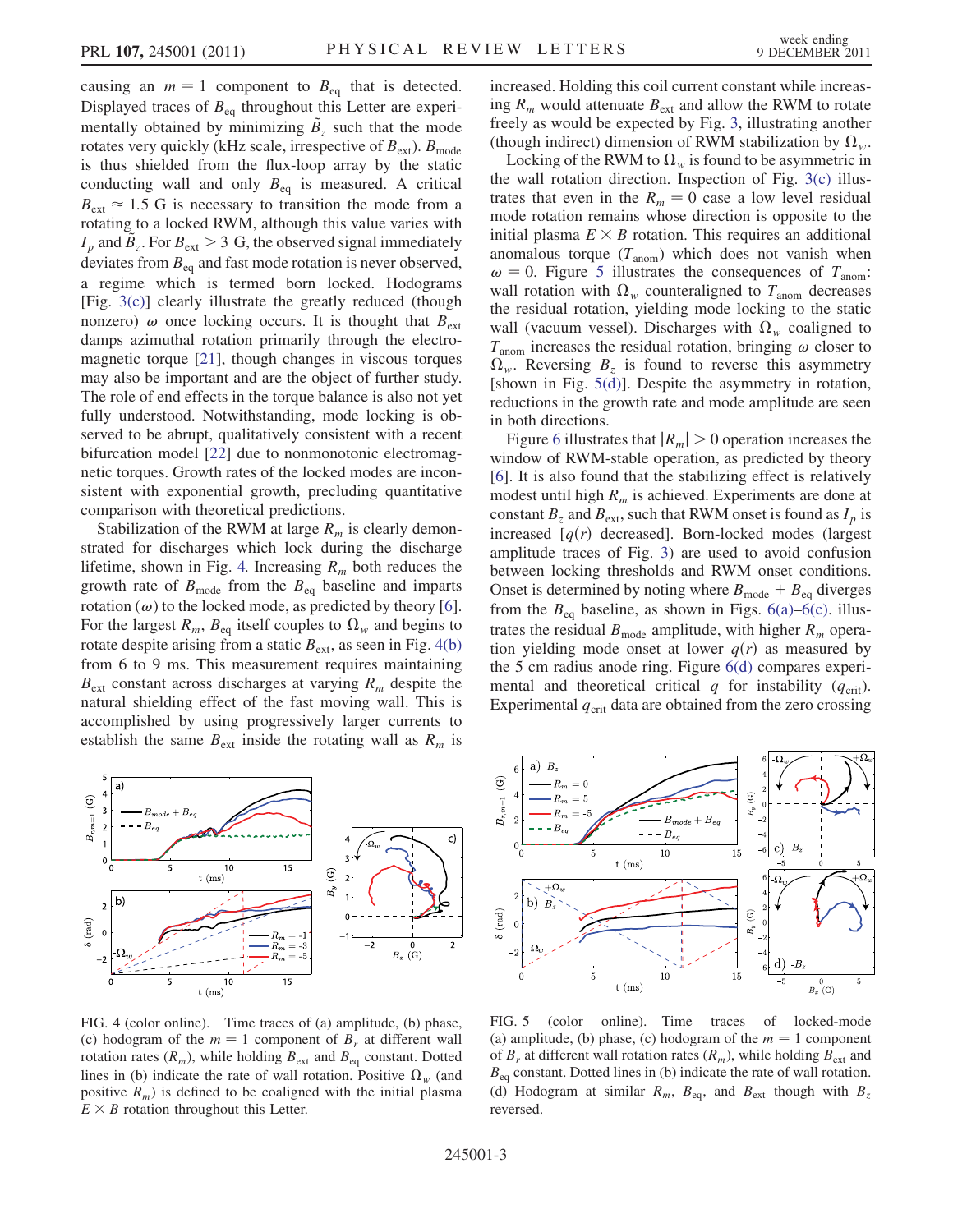causing an $m = 1$ component to $B_{\rm eq}$ that is detected. Displayed traces of $B_{\rm eq}$ throughout this Letter are experimentally obtained by minimizing $\tilde{B}_z$ such that the mode rotates very quickly (kHz scale, irrespective of $B_{\rm ext}$). $B_{\rm mode}$ is thus shielded from the flux-loop array by the static conducting wall and only $B_{\rm eq}$ is measured. A critical $B_{\rm ext} \approx 1.5$ G is necessary to transition the mode from a rotating to a locked RWM, although this value varies with $I_p$ and $\tilde{B}_z$. For $B_{\rm ext} > 3$ G, the observed signal immediately deviates from $B_{\rm eq}$ and fast mode rotation is never observed, a regime which is termed born locked. Hodograms [Fig. 3(c)] clearly illustrate the greatly reduced (though nonzero) $\omega$ once locking occurs. It is thought that $B_{\rm ext}$ damps azimuthal rotation primarily through the electromagnetic torque [21], though changes in viscous torques may also be important and are the object of further study. The role of end effects in the torque balance is also not yet fully understood. Notwithstanding, mode locking is observed to be abrupt, qualitatively consistent with a recent bifurcation model [22] due to nonmonotonic electromagnetic torques. Growth rates of the locked modes are inconsistent with exponential growth, precluding quantitative comparison with theoretical predictions.

Stabilization of the RWM at large $R_m$ is clearly demonstrated for discharges which lock during the discharge lifetime, shown in Fig. 4. Increasing $R_m$ both reduces the growth rate of $B_{\rm mode}$ from the $B_{\rm eq}$ baseline and imparts rotation ($\omega$) to the locked mode, as predicted by theory [6]. For the largest $R_m$, $B_{\rm eq}$ itself couples to $\Omega_w$ and begins to rotate despite arising from a static $B_{\rm ext}$, as seen in Fig. 4(b) from 6 to 9 ms. This measurement requires maintaining $B_{\rm ext}$ constant across discharges at varying $R_m$ despite the natural shielding effect of the fast moving wall. This is accomplished by using progressively larger currents to establish the same $B_{\rm ext}$ inside the rotating wall as $R_m$ is increased. Holding this coil current constant while increasing $R_m$ would attenuate $B_{\rm ext}$ and allow the RWM to rotate freely as would be expected by Fig. 3, illustrating another (though indirect) dimension of RWM stabilization by $\Omega_w$.

Locking of the RWM to $\Omega_w$ is found to be asymmetric in the wall rotation direction. Inspection of Fig. 3(c) illustrates that even in the $R_m = 0$ case a low level residual mode rotation remains whose direction is opposite to the initial plasma $E \times B$ rotation. This requires an additional anomalous torque ($T_{\rm anom}$) which does not vanish when $\omega = 0$. Figure 5 illustrates the consequences of $T_{\rm anom}$: wall rotation with $\Omega_w$ counteraligned to $T_{\rm anom}$ decreases the residual rotation, yielding mode locking to the static wall (vacuum vessel). Discharges with $\Omega_w$ coaligned to $T_{\rm anom}$ increases the residual rotation, bringing $\omega$ closer to $\Omega_w$. Reversing $B_z$ is found to reverse this asymmetry [shown in Fig. 5(d)]. Despite the asymmetry in rotation, reductions in the growth rate and mode amplitude are seen in both directions.

Figure 6 illustrates that $|R_m| > 0$ operation increases the window of RWM-stable operation, as predicted by theory [6]. It is also found that the stabilizing effect is relatively modest until high $R_m$ is achieved. Experiments are done at constant $B_z$ and $B_{\rm ext}$, such that RWM onset is found as $I_p$ is increased [$q(r)$ decreased]. Born-locked modes (largest amplitude traces of Fig. 3) are used to avoid confusion between locking thresholds and RWM onset conditions. Onset is determined by noting where $B_{\rm mode} + B_{\rm eq}$ diverges from the $B_{\rm eq}$ baseline, as shown in Figs. 6(a)–6(c). illustrates the residual $B_{\rm mode}$ amplitude, with higher $R_m$ operation yielding mode onset at lower $q(r)$ as measured by the 5 cm radius mode ring. Figure 6(d) compares experimental and theoretical critical $q$ for instability ($q_{\rm crit}$). Experimental $q_{\rm crit}$ data are obtained from the zero crossing

FIG. 4 (color online). Time traces of (a) amplitude, (b) phase, (c) hodogram of the $m = 1$ component of $B_r$ at different wall rotation rates ($R_m$), while holding $B_{\rm ext}$ and $B_{\rm eq}$ constant. Dotted lines in (b) indicate the rate of wall rotation. Positive $\Omega_w$ (and positive $R_m$) is defined to be coaligned with the initial plasma $E \times B$ rotation throughout this Letter.

FIG. 5 (color online). Time traces of locked-mode (a) amplitude, (b) phase, (c) hodogram of the $m = 1$ component of $B_r$ at different wall rotation rates ($R_m$), while holding $B_{\rm ext}$ and $B_{\rm eq}$ constant. Dotted lines in (b) indicate the rate of wall rotation. (d) Hodogram at similar $R_m$, $B_{\rm eq}$, and $B_{\rm ext}$ though with $B_z$ reversed.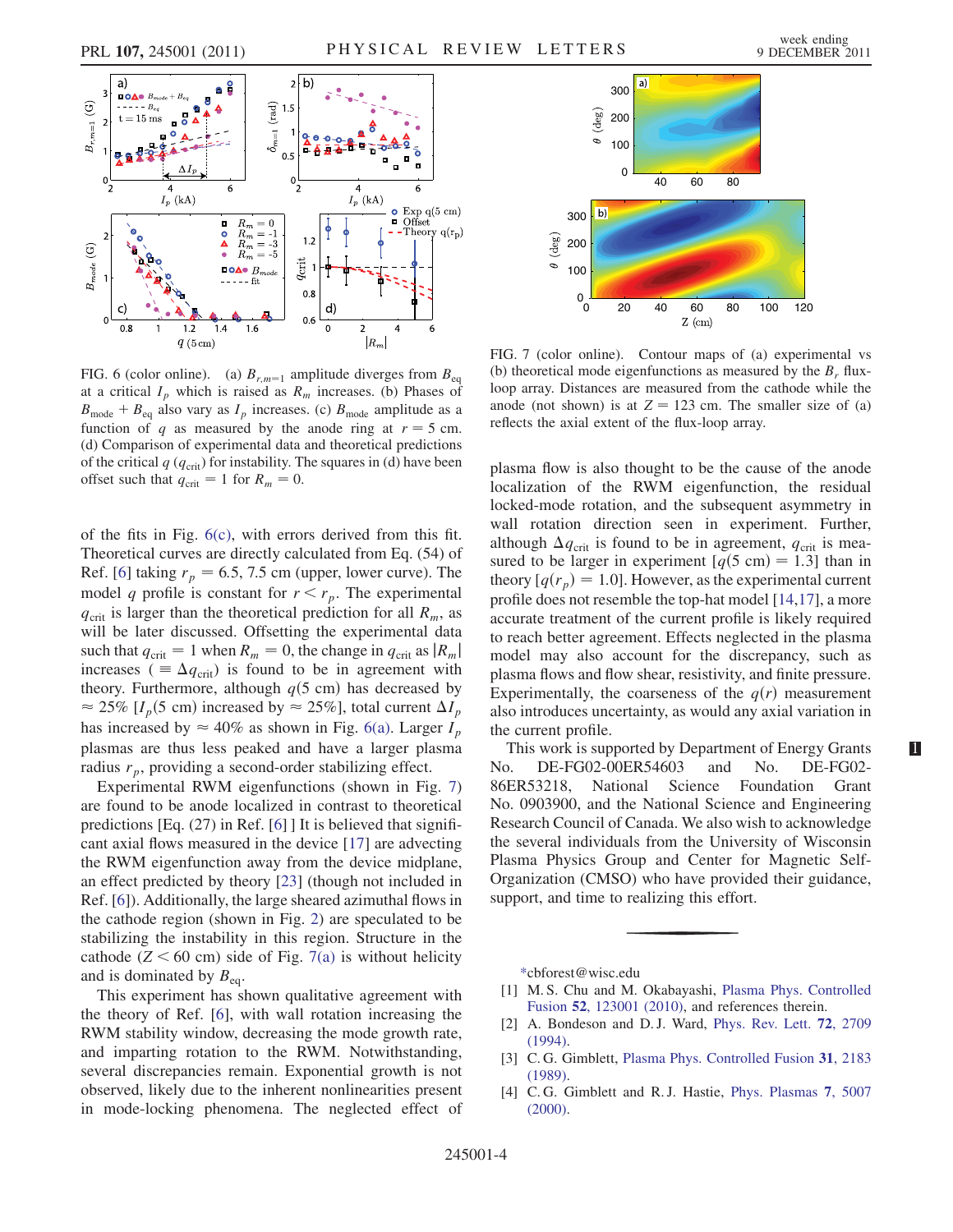FIG. 6 (color online). (a) $B_{r,m=1}$ amplitude diverges from $B_{eq}$ at a critical $I_p$ which is raised as $R_m$ increases. (b) Phases of $B_{mode} + B_{eq}$ also vary as $I_p$ increases. (c) $B_{mode}$ amplitude as a function of $q$ as measured by the anode ring at $r = 5$ cm. (d) Comparison of experimental data and theoretical predictions of the critical $q$ ($q_{crit}$) for instability. The squares in (d) have been offset such that $q_{crit} = 1$ for $R_m = 0$.

of the fits in Fig. 6(c), with errors derived from this fit. Theoretical curves are directly calculated from Eq. (54) of Ref. [6] taking $r_p = 6.5$, 7.5 cm (upper, lower curve). The model $q$ profile is constant for $r < r_p$. The experimental $q_{crit}$ is larger than the theoretical prediction for all $R_m$, as will be later discussed. Offsetting the experimental data such that $q_{crit} = 1$ when $R_m = 0$, the change in $q_{crit}$ as $|R_m|$ increases ($\equiv \Delta q_{crit}$) is found to be in agreement with theory. Furthermore, although $q(5\text{ cm})$ has decreased by $\approx 25\%$ [$I_p(5\text{ cm})$ increased by $\approx 25\%$], total current $\Delta I_p$ has increased by $\approx 40\%$ as shown in Fig. 6(a). Larger $I_p$ plasmas are thus less peaked and have a larger plasma radius $r_p$, providing a second-order stabilizing effect.

Experimental RWM eigenfunctions (shown in Fig. 7) are found to be anode localized in contrast to theoretical predictions [Eq. (27) in Ref. [6].] It is believed that significant axial flows measured in the device [17] are advecting the RWM eigenfunction away from the device midplane, an effect predicted by theory [23] (though not included in Ref. [6]). Additionally, the large sheared azimuthal flows in the cathode region (shown in Fig. 2) are speculated to be stabilizing the instability in this region. Structure in the cathode ($Z < 60$ cm) side of Fig. 7(a) is without helicity and is dominated by $B_{eq}$.

This experiment has shown qualitative agreement with the theory of Ref. [6], with wall rotation increasing the RWM stability window, decreasing the mode growth rate, and imparting rotation to the RWM. Notwithstanding, several discrepancies remain. Exponential growth is not observed, likely due to the inherent nonlinearities present in mode-locking phenomena. The neglected effect of plasma flow is also thought to be the cause of the anode localization of the RWM eigenfunction, the residual locked-mode rotation, and the subsequent asymmetry in wall rotation direction seen in experiment. Further, although $\Delta q_{crit}$ is found to be in agreement, $q_{crit}$ is measured to be larger in experiment [$q(5\text{ cm}) = 1.3$] than in theory [$q(r_p) = 1.0$]. However, as the experimental current profile does not resemble the top-hat model [14,17], a more accurate treatment of the current profile is likely required to reach better agreement. Effects neglected in the plasma model may also account for the discrepancy, such as plasma flows and flow shear, resistivity, and finite pressure. Experimentally, the coarseness of the $q(r)$ measurement also introduces uncertainty, as would any axial variation in the current profile.

FIG. 7 (color online). Contour maps of (a) experimental vs (b) theoretical mode eigenfunctions as measured by the $B_r$ flux-loop array. Distances are measured from the cathode while the anode (not shown) is at $Z = 123$ cm. The smaller size of (a) reflects the axial extent of the flux-loop array.

This work is supported by Department of Energy Grants No. DE-FG02-00ER54603 and No. DE-FG02-86ER53218, National Science Foundation Grant No. 0903900, and the National Science and Engineering Research Council of Canada. We also wish to acknowledge the several individuals from the University of Wisconsin Plasma Physics Group and Center for Magnetic Self-Organization (CMSO) who have provided their guidance, support, and time to realizing this effort.

*cbforest@wisc.edu

[1] M. S. Chu and M. Okabayashi, Plasma Phys. Controlled Fusion **52**, 123001 (2010), and references therein.

[2] A. Bondeson and D. J. Ward, Phys. Rev. Lett. **72**, 2709 (1994).

[3] C. G. Gimblett, Plasma Phys. Controlled Fusion **31**, 2183 (1989).

[4] C. G. Gimblett and R. J. Hastie, Phys. Plasmas **7**, 5007 (2000).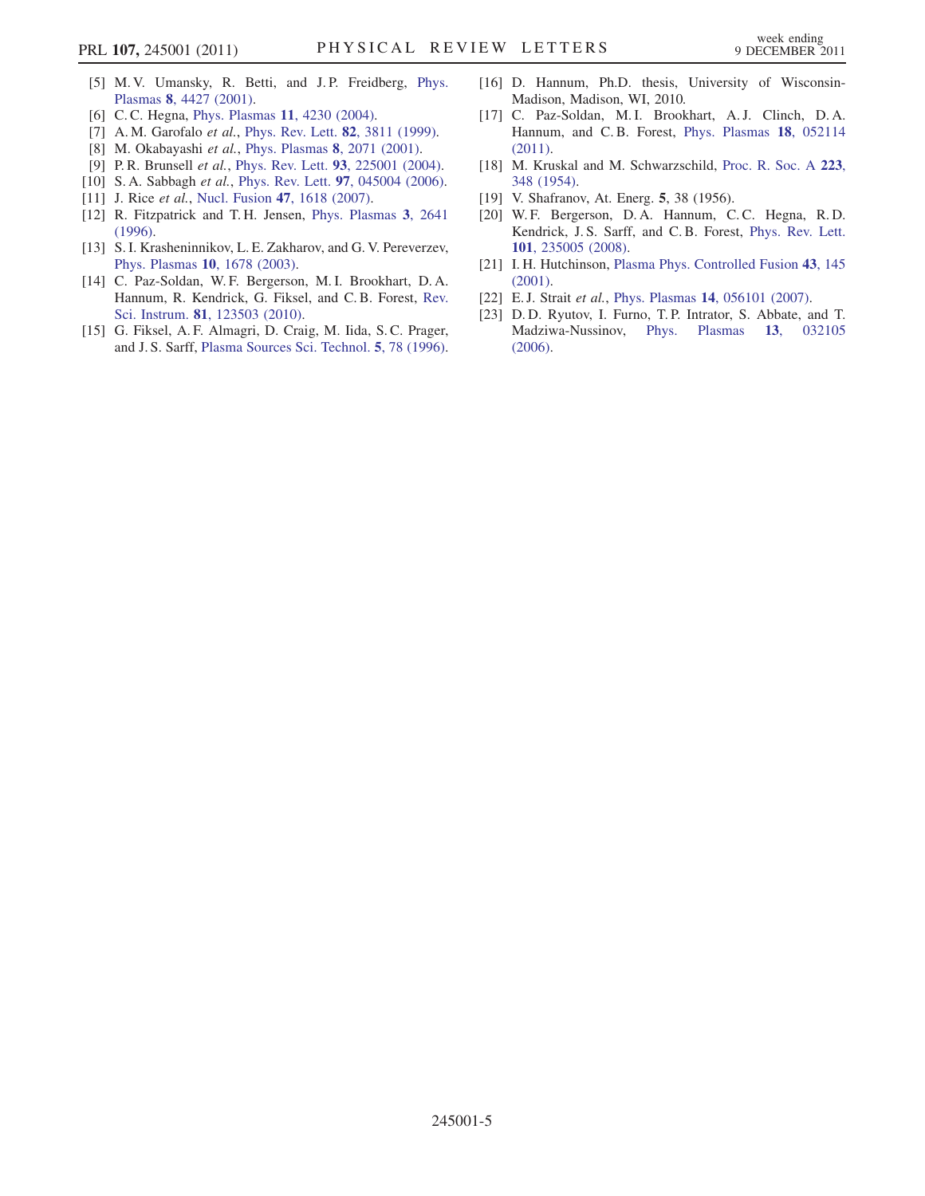[5] M. V. Umansky, R. Betti, and J. P. Freidberg, Phys. Plasmas **8**, 4427 (2001).

[6] C. C. Hegna, Phys. Plasmas **11**, 4230 (2004).

[7] A. M. Garofalo *et al.*, Phys. Rev. Lett. **82**, 3811 (1999).

[8] M. Okabayashi *et al.*, Phys. Plasmas **8**, 2071 (2001).

[9] P. R. Brunsell *et al.*, Phys. Rev. Lett. **93**, 225001 (2004).

[10] S. A. Sabbagh *et al.*, Phys. Rev. Lett. **97**, 045004 (2006).

[11] J. Rice *et al.*, Nucl. Fusion **47**, 1618 (2007).

[12] R. Fitzpatrick and T. H. Jensen, Phys. Plasmas **3**, 2641 (1996).

[13] S. I. Krasheninnikov, L. E. Zakharov, and G. V. Pereverzev, Phys. Plasmas **10**, 1678 (2003).

[14] C. Paz-Soldan, W. F. Bergerson, M. I. Brookhart, D. A. Hannum, R. Kendrick, G. Fiksel, and C. B. Forest, Rev. Sci. Instrum. **81**, 123503 (2010).

[15] G. Fiksel, A. F. Almagri, D. Craig, M. Iida, S. C. Prager, and J. S. Sarff, Plasma Sources Sci. Technol. **5**, 78 (1996).

[16] D. Hannum, Ph.D. thesis, University of Wisconsin-Madison, Madison, WI, 2010.

[17] C. Paz-Soldan, M. I. Brookhart, A. J. Clinch, D. A. Hannum, and C. B. Forest, Phys. Plasmas **18**, 052114 (2011).

[18] M. Kruskal and M. Schwarzschild, Proc. R. Soc. A **223**, 348 (1954).

[19] V. Shafranov, At. Energ. **5**, 38 (1956).

[20] W. F. Bergerson, D. A. Hannum, C. C. Hegna, R. D. Kendrick, J. S. Sarff, and C. B. Forest, Phys. Rev. Lett. **101**, 235005 (2008).

[21] I. H. Hutchinson, Plasma Phys. Controlled Fusion **43**, 145 (2001).

[22] E. J. Strait *et al.*, Phys. Plasmas **14**, 056101 (2007).

[23] D. D. Ryutov, I. Furno, T. P. Intrator, S. Abbate, and T. Madziwa-Nussinov, Phys. Plasmas **13**, 032105 (2006).